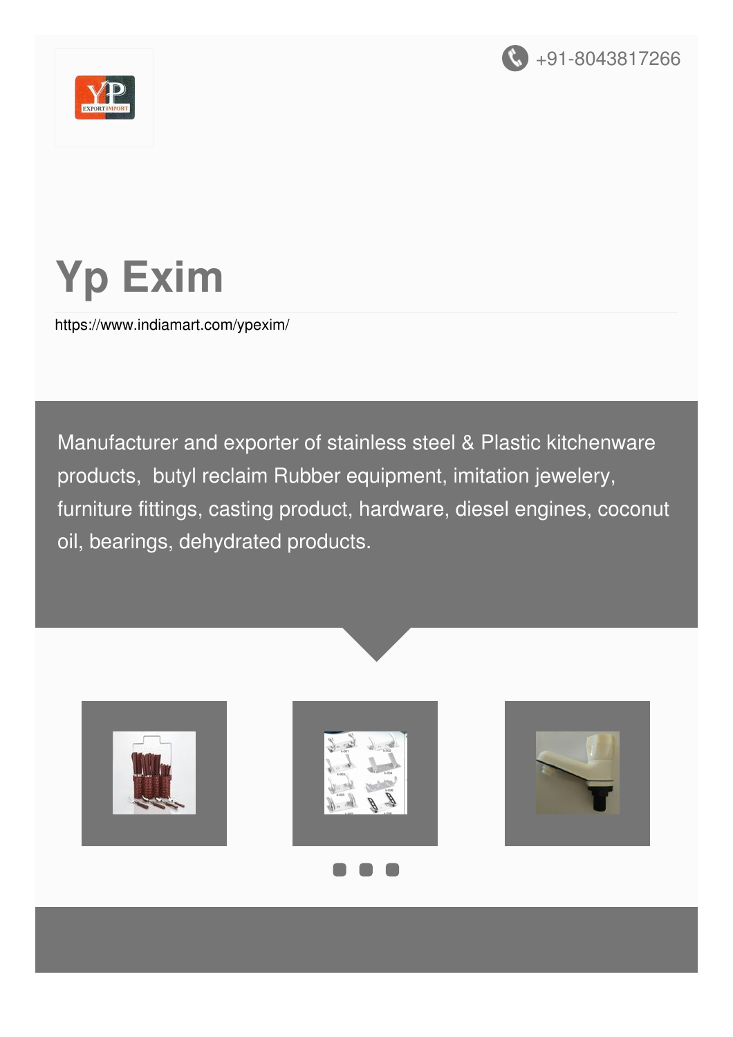+91-8043817266

# Yp Exim

https://www.indiamart.com/ypexim/

Manufacturer and exporter of stainless steel & Plastic kitchenware products, butyl reclaim Rubber equipment, imitation jewelery, furniture fittings, casting product, hardware, diesel engines, coconut oil, bearings, dehydrated products.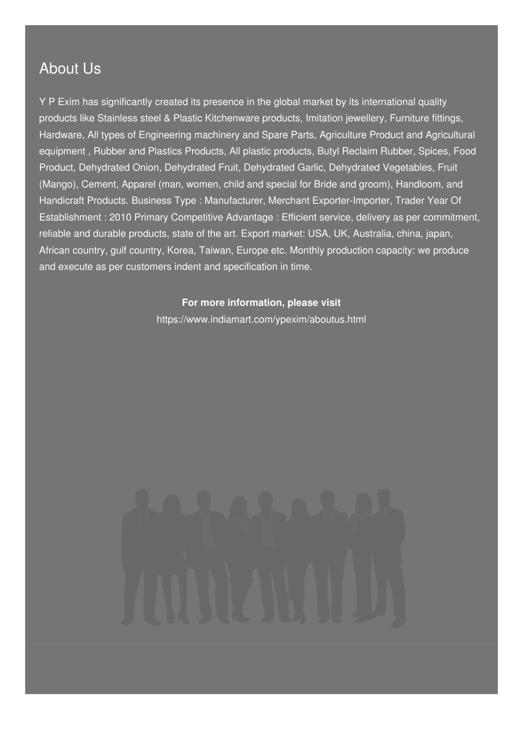## About Us

Y P Exim has significantly created its presence in the global market by its international quality products like Stainless steel & Plastic Kitchenware products, Imitation jewellery, Furniture fittings, Hardware, All types of Engineering machinery and Spare Parts, Agriculture Product and Agricultural equipment , Rubber and Plastics Products, All plastic products, Butyl Reclaim Rubber, Spices, Food Product, Dehydrated Onion, Dehydrated Fruit, Dehydrated Garlic, Dehydrated Vegetables, Fruit (Mango), Cement, Apparel (man, women, child and special for Bride and groom), Handloom, and Handicraft Products. Business Type : Manufacturer, Merchant Exporter-Importer, Trader Year Of Establishment : 2010 Primary Competitive Advantage : Efficient service, delivery as per commitment, reliable and durable products, state of the art. Export market: USA, UK, Australia, china, japan, African country, gulf country, Korea, Taiwan, Europe etc. Monthly production capacity: we produce and execute as per customers indent and specification in time.

**For more information, please visit**

https://www.indiamart.com/ypexim/aboutus.html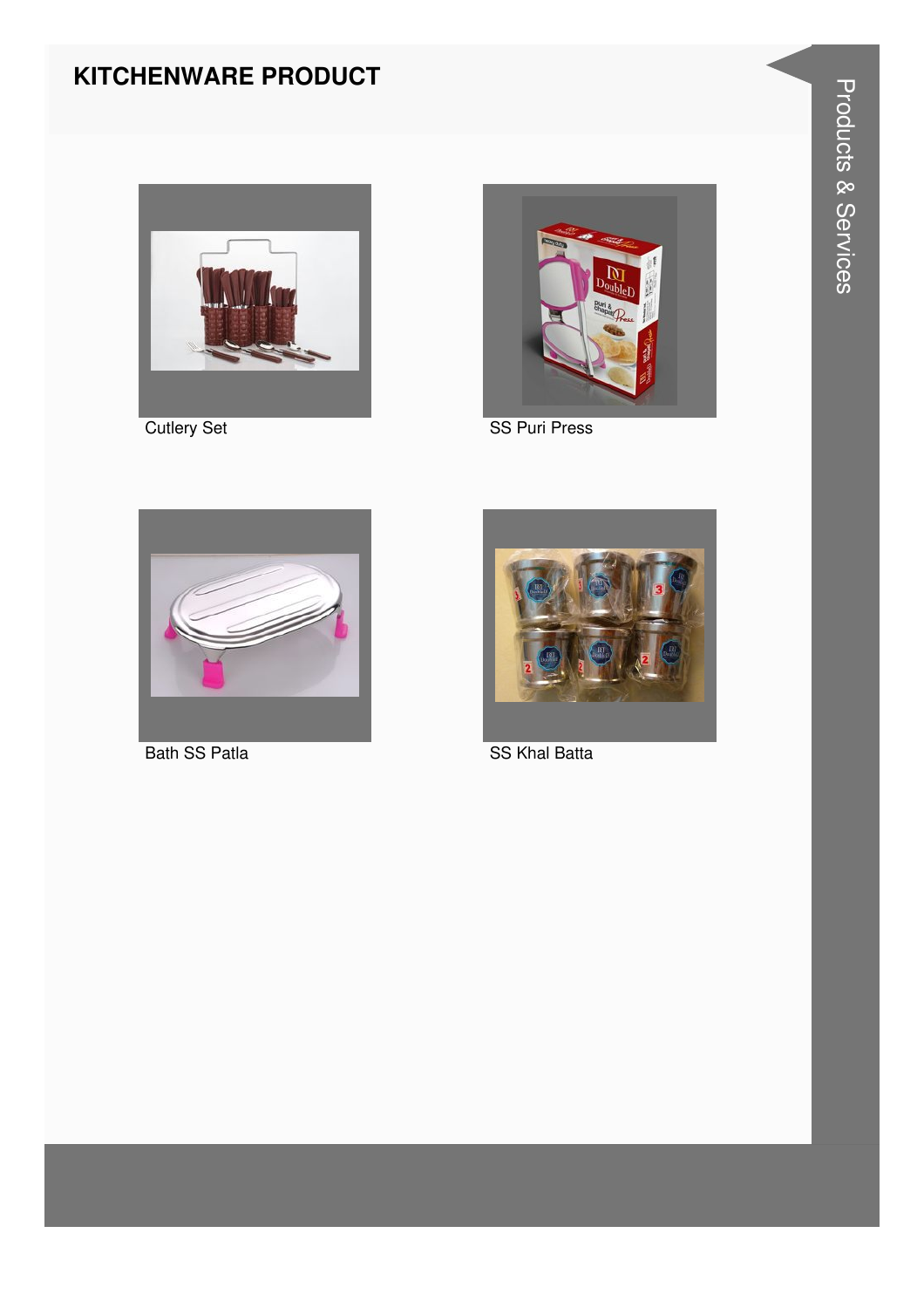## KITCHENWARE PRODUCT

Cutlery Set

SS Puri Press

Bath SS Patla

SS Khal Batta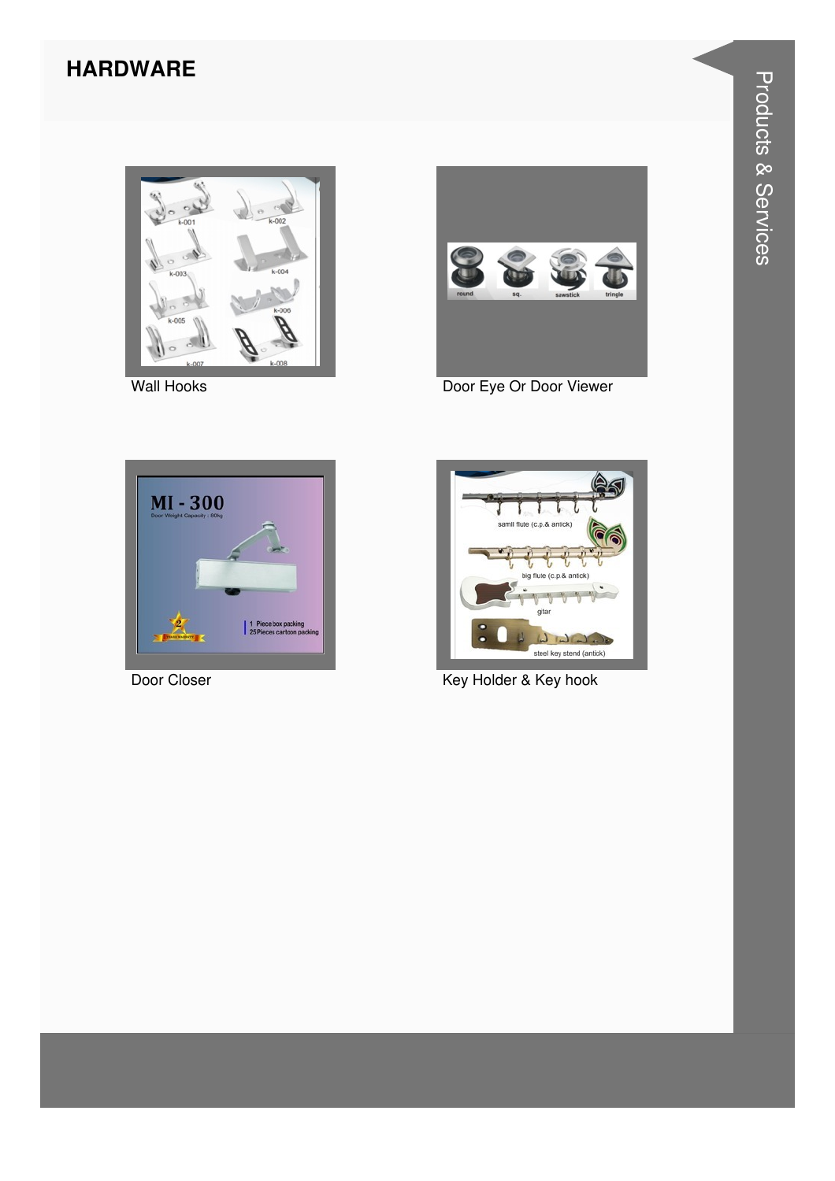## HARDWARE

Wall Hooks

Door Eye Or Door Viewer

Door Closer

Key Holder & Key hook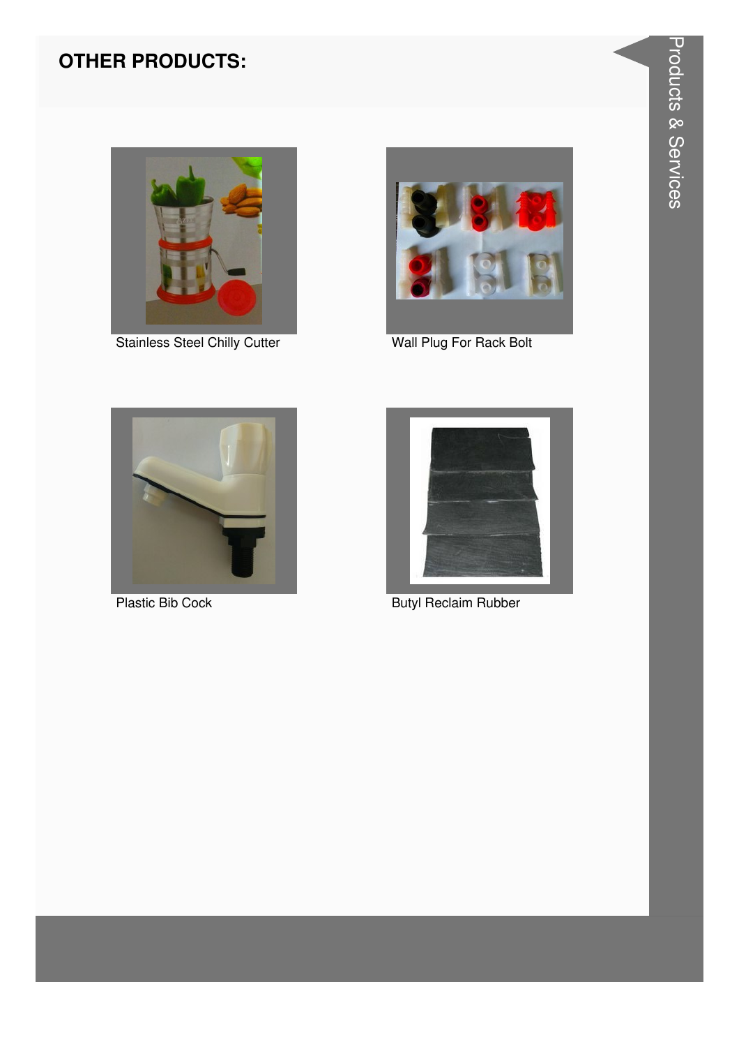## OTHER PRODUCTS:

Stainless Steel Chilly Cutter

Wall Plug For Rack Bolt

Plastic Bib Cock

Butyl Reclaim Rubber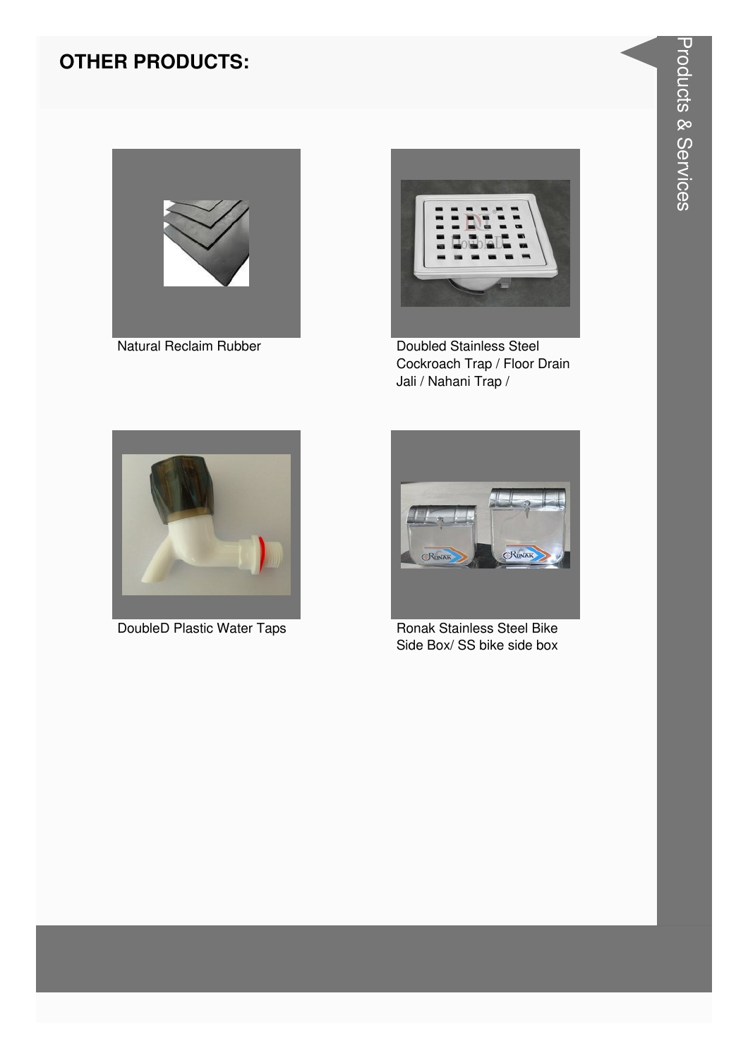## OTHER PRODUCTS:

Natural Reclaim Rubber

Doubled Stainless Steel Cockroach Trap / Floor Drain Jali / Nahani Trap /

DoubleD Plastic Water Taps

Ronak Stainless Steel Bike Side Box/ SS bike side box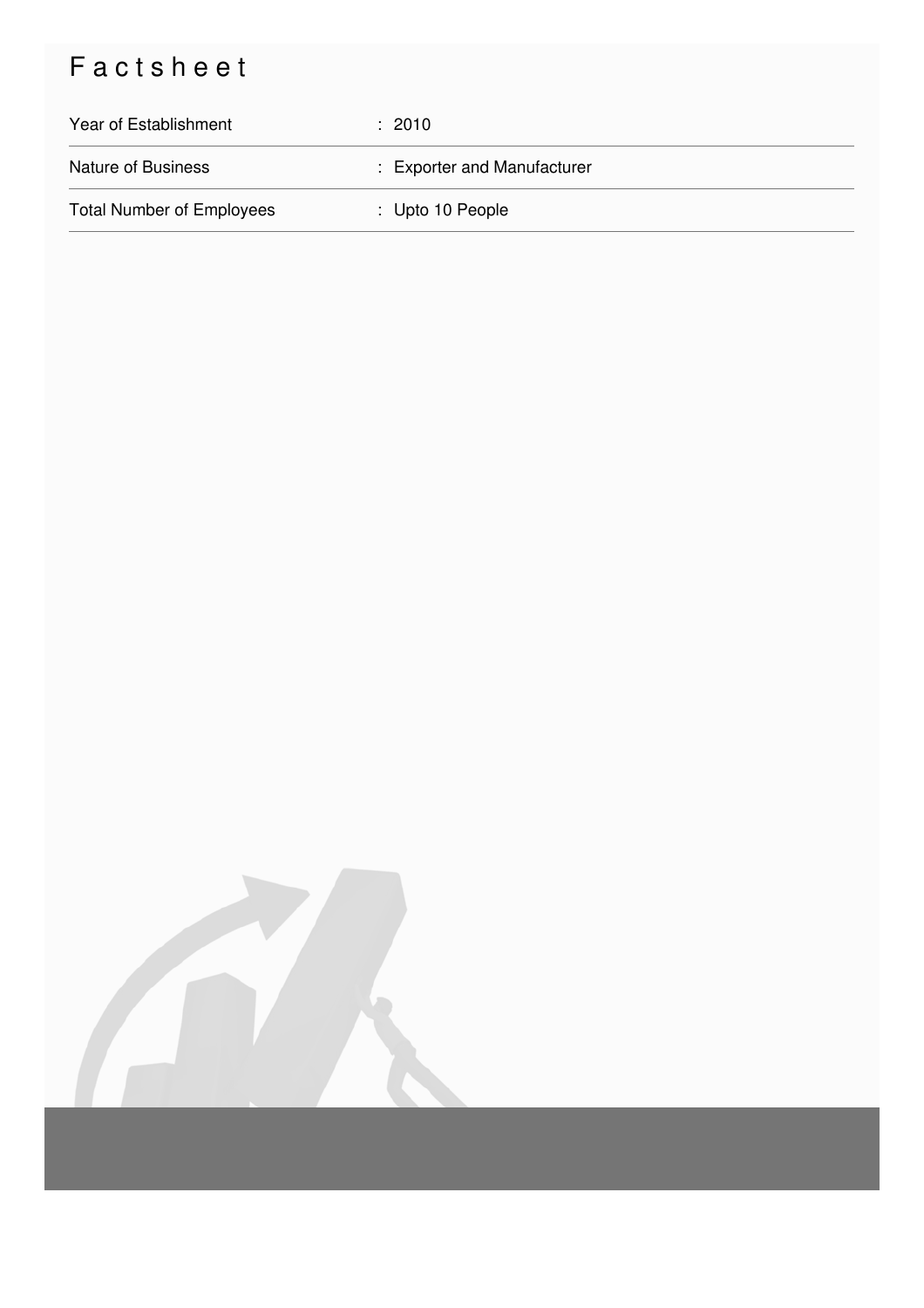# Factsheet

| Year of Establishment | : 2010 |
|---|---|
| Nature of Business | : Exporter and Manufacturer |
| Total Number of Employees | : Upto 10 People |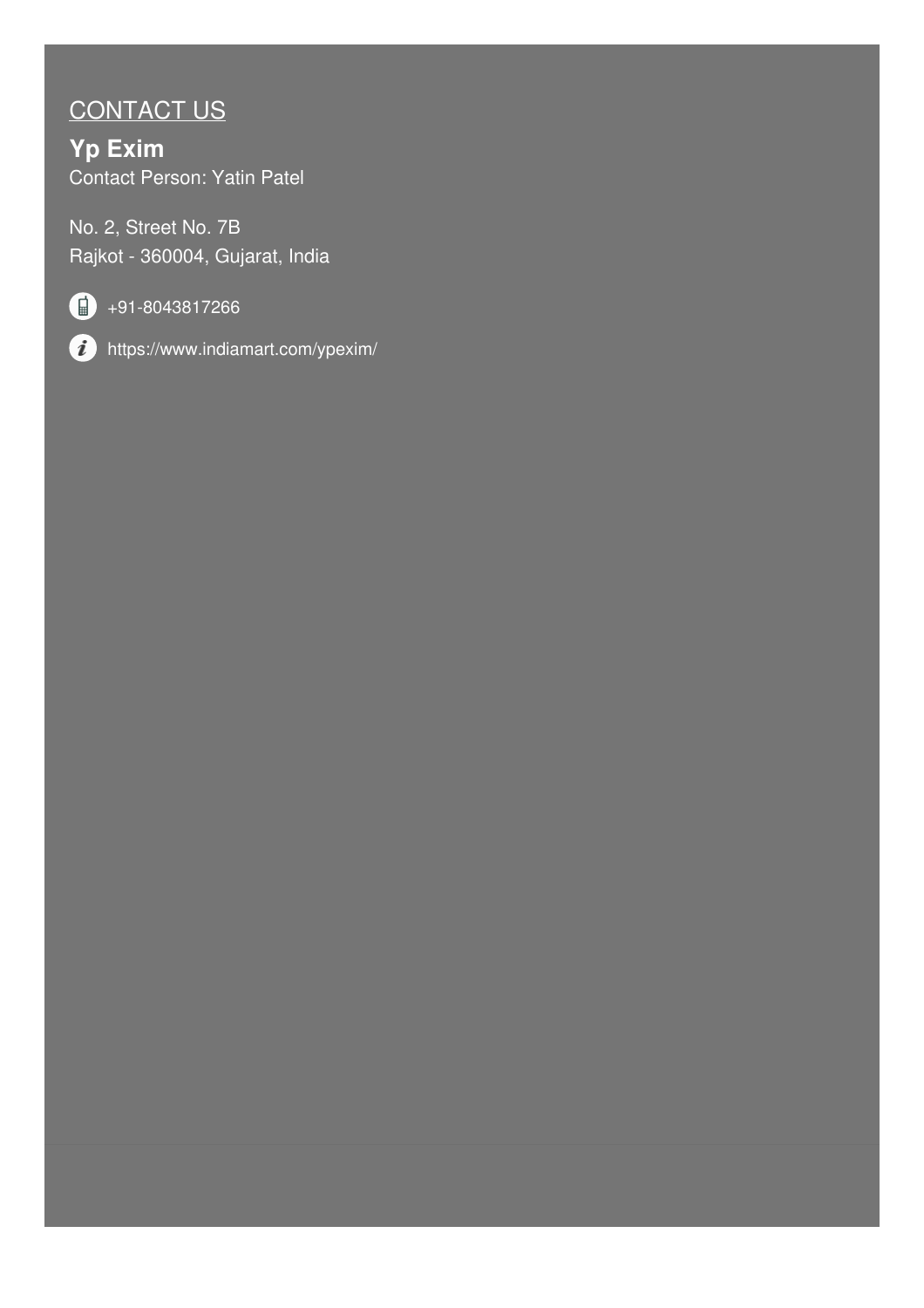## CONTACT US

### Yp Exim

Contact Person: Yatin Patel

No. 2, Street No. 7B
Rajkot - 360004, Gujarat, India

+91-8043817266

https://www.indiamart.com/ypexim/